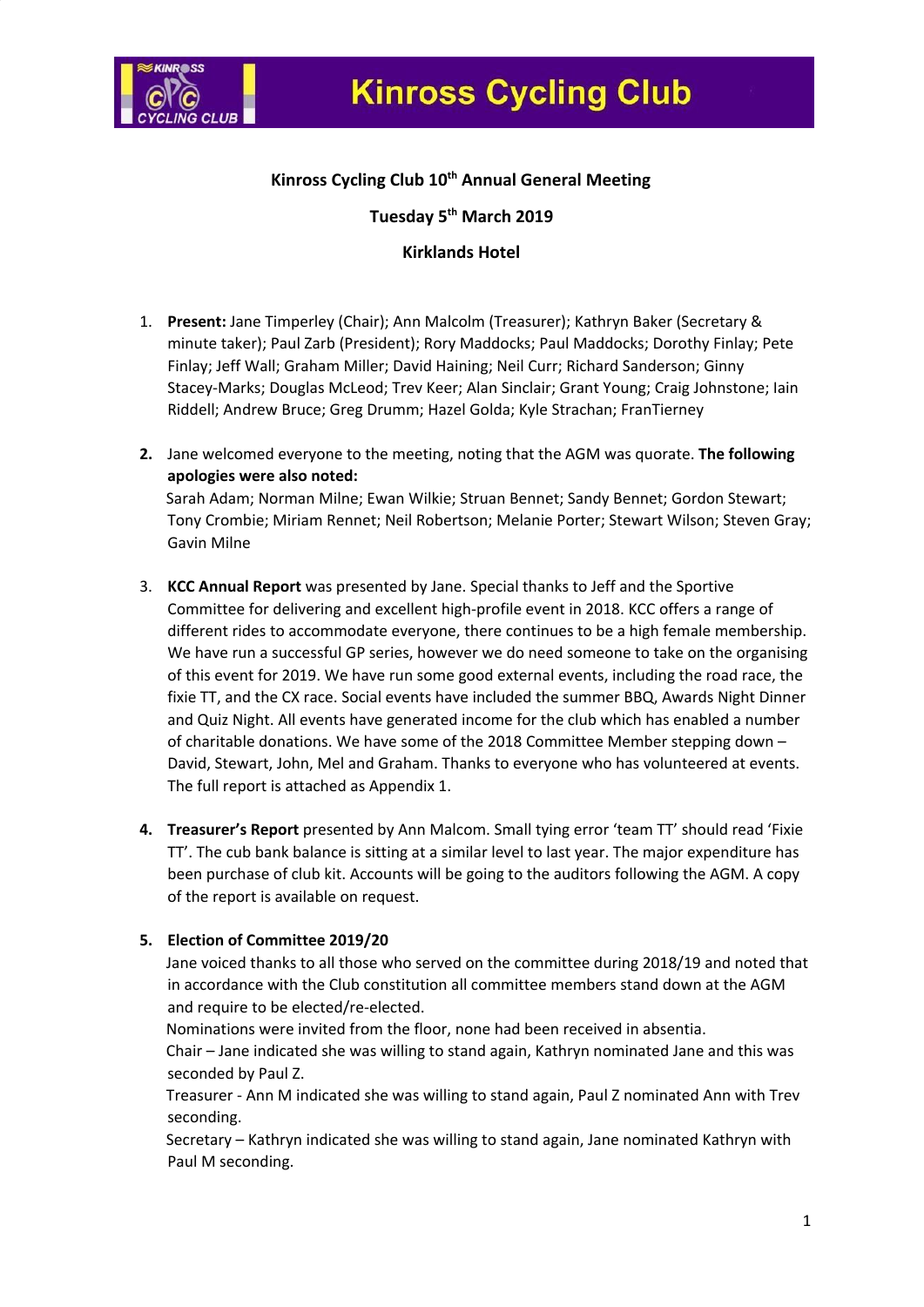# Kinross Cycling Club

**Kinross Cycling Club 10th Annual General Meeting**

**Tuesday 5th March 2019**

**Kirklands Hotel**

1. **Present:** Jane Timperley (Chair); Ann Malcolm (Treasurer); Kathryn Baker (Secretary & minute taker); Paul Zarb (President); Rory Maddocks; Paul Maddocks; Dorothy Finlay; Pete Finlay; Jeff Wall; Graham Miller; David Haining; Neil Curr; Richard Sanderson; Ginny Stacey-Marks; Douglas McLeod; Trev Keer; Alan Sinclair; Grant Young; Craig Johnstone; Iain Riddell; Andrew Bruce; Greg Drumm; Hazel Golda; Kyle Strachan; FranTierney

2. Jane welcomed everyone to the meeting, noting that the AGM was quorate. **The following apologies were also noted:**
Sarah Adam; Norman Milne; Ewan Wilkie; Struan Bennet; Sandy Bennet; Gordon Stewart; Tony Crombie; Miriam Rennet; Neil Robertson; Melanie Porter; Stewart Wilson; Steven Gray; Gavin Milne

3. **KCC Annual Report** was presented by Jane. Special thanks to Jeff and the Sportive Committee for delivering and excellent high-profile event in 2018. KCC offers a range of different rides to accommodate everyone, there continues to be a high female membership. We have run a successful GP series, however we do need someone to take on the organising of this event for 2019. We have run some good external events, including the road race, the fixie TT, and the CX race. Social events have included the summer BBQ, Awards Night Dinner and Quiz Night. All events have generated income for the club which has enabled a number of charitable donations. We have some of the 2018 Committee Member stepping down – David, Stewart, John, Mel and Graham. Thanks to everyone who has volunteered at events. The full report is attached as Appendix 1.

4. **Treasurer's Report** presented by Ann Malcom. Small tying error 'team TT' should read 'Fixie TT'. The cub bank balance is sitting at a similar level to last year. The major expenditure has been purchase of club kit. Accounts will be going to the auditors following the AGM. A copy of the report is available on request.

5. **Election of Committee 2019/20**
Jane voiced thanks to all those who served on the committee during 2018/19 and noted that in accordance with the Club constitution all committee members stand down at the AGM and require to be elected/re-elected.
Nominations were invited from the floor, none had been received in absentia.
Chair – Jane indicated she was willing to stand again, Kathryn nominated Jane and this was seconded by Paul Z.
Treasurer - Ann M indicated she was willing to stand again, Paul Z nominated Ann with Trev seconding.
Secretary – Kathryn indicated she was willing to stand again, Jane nominated Kathryn with Paul M seconding.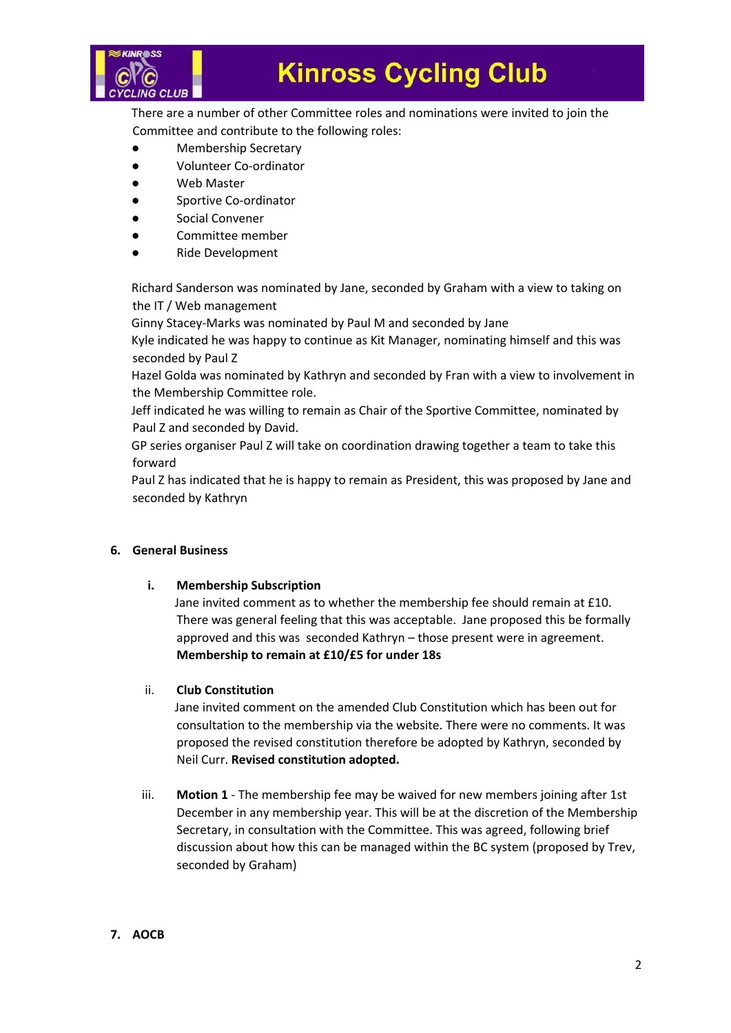There are a number of other Committee roles and nominations were invited to join the Committee and contribute to the following roles:

- Membership Secretary
- Volunteer Co-ordinator
- Web Master
- Sportive Co-ordinator
- Social Convener
- Committee member
- Ride Development

Richard Sanderson was nominated by Jane, seconded by Graham with a view to taking on the IT / Web management

Ginny Stacey-Marks was nominated by Paul M and seconded by Jane

Kyle indicated he was happy to continue as Kit Manager, nominating himself and this was seconded by Paul Z

Hazel Golda was nominated by Kathryn and seconded by Fran with a view to involvement in the Membership Committee role.

Jeff indicated he was willing to remain as Chair of the Sportive Committee, nominated by Paul Z and seconded by David.

GP series organiser Paul Z will take on coordination drawing together a team to take this forward

Paul Z has indicated that he is happy to remain as President, this was proposed by Jane and seconded by Kathryn

**6. General Business**

**i. Membership Subscription**

Jane invited comment as to whether the membership fee should remain at £10. There was general feeling that this was acceptable. Jane proposed this be formally approved and this was seconded Kathryn – those present were in agreement. **Membership to remain at £10/£5 for under 18s**

ii. **Club Constitution**

Jane invited comment on the amended Club Constitution which has been out for consultation to the membership via the website. There were no comments. It was proposed the revised constitution therefore be adopted by Kathryn, seconded by Neil Curr. **Revised constitution adopted.**

iii. **Motion 1** - The membership fee may be waived for new members joining after 1st December in any membership year. This will be at the discretion of the Membership Secretary, in consultation with the Committee. This was agreed, following brief discussion about how this can be managed within the BC system (proposed by Trev, seconded by Graham)

**7. AOCB**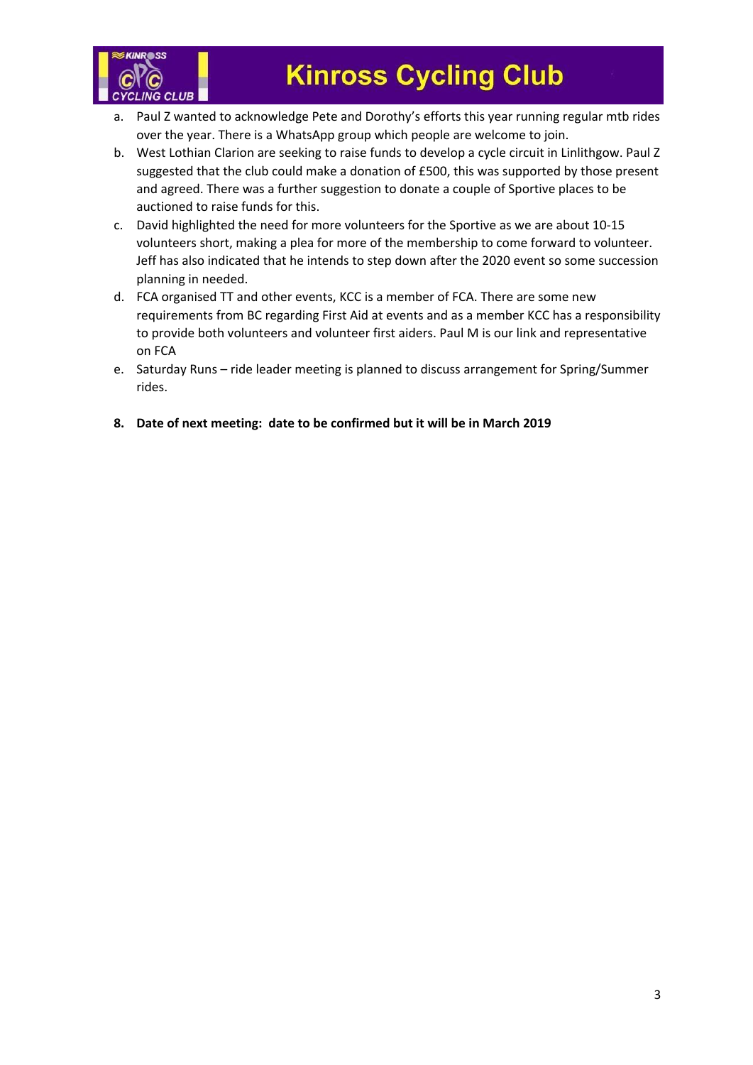a. Paul Z wanted to acknowledge Pete and Dorothy's efforts this year running regular mtb rides over the year. There is a WhatsApp group which people are welcome to join.
b. West Lothian Clarion are seeking to raise funds to develop a cycle circuit in Linlithgow. Paul Z suggested that the club could make a donation of £500, this was supported by those present and agreed. There was a further suggestion to donate a couple of Sportive places to be auctioned to raise funds for this.
c. David highlighted the need for more volunteers for the Sportive as we are about 10-15 volunteers short, making a plea for more of the membership to come forward to volunteer. Jeff has also indicated that he intends to step down after the 2020 event so some succession planning in needed.
d. FCA organised TT and other events, KCC is a member of FCA. There are some new requirements from BC regarding First Aid at events and as a member KCC has a responsibility to provide both volunteers and volunteer first aiders. Paul M is our link and representative on FCA
e. Saturday Runs – ride leader meeting is planned to discuss arrangement for Spring/Summer rides.

**8. Date of next meeting: date to be confirmed but it will be in March 2019**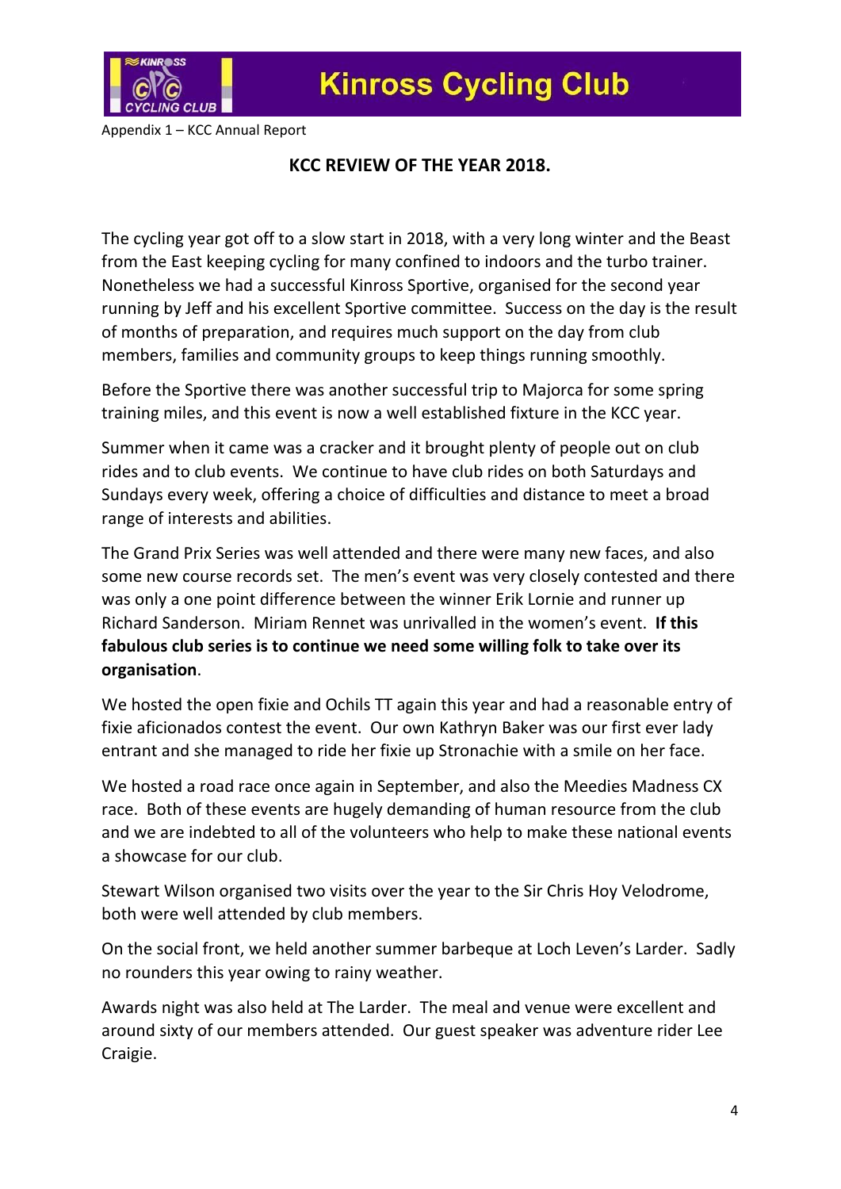Appendix 1 – KCC Annual Report

## KCC REVIEW OF THE YEAR 2018.

The cycling year got off to a slow start in 2018, with a very long winter and the Beast from the East keeping cycling for many confined to indoors and the turbo trainer. Nonetheless we had a successful Kinross Sportive, organised for the second year running by Jeff and his excellent Sportive committee. Success on the day is the result of months of preparation, and requires much support on the day from club members, families and community groups to keep things running smoothly.

Before the Sportive there was another successful trip to Majorca for some spring training miles, and this event is now a well established fixture in the KCC year.

Summer when it came was a cracker and it brought plenty of people out on club rides and to club events. We continue to have club rides on both Saturdays and Sundays every week, offering a choice of difficulties and distance to meet a broad range of interests and abilities.

The Grand Prix Series was well attended and there were many new faces, and also some new course records set. The men's event was very closely contested and there was only a one point difference between the winner Erik Lornie and runner up Richard Sanderson. Miriam Rennet was unrivalled in the women's event. **If this fabulous club series is to continue we need some willing folk to take over its organisation**.

We hosted the open fixie and Ochils TT again this year and had a reasonable entry of fixie aficionados contest the event. Our own Kathryn Baker was our first ever lady entrant and she managed to ride her fixie up Stronachie with a smile on her face.

We hosted a road race once again in September, and also the Meedies Madness CX race. Both of these events are hugely demanding of human resource from the club and we are indebted to all of the volunteers who help to make these national events a showcase for our club.

Stewart Wilson organised two visits over the year to the Sir Chris Hoy Velodrome, both were well attended by club members.

On the social front, we held another summer barbeque at Loch Leven's Larder. Sadly no rounders this year owing to rainy weather.

Awards night was also held at The Larder. The meal and venue were excellent and around sixty of our members attended. Our guest speaker was adventure rider Lee Craigie.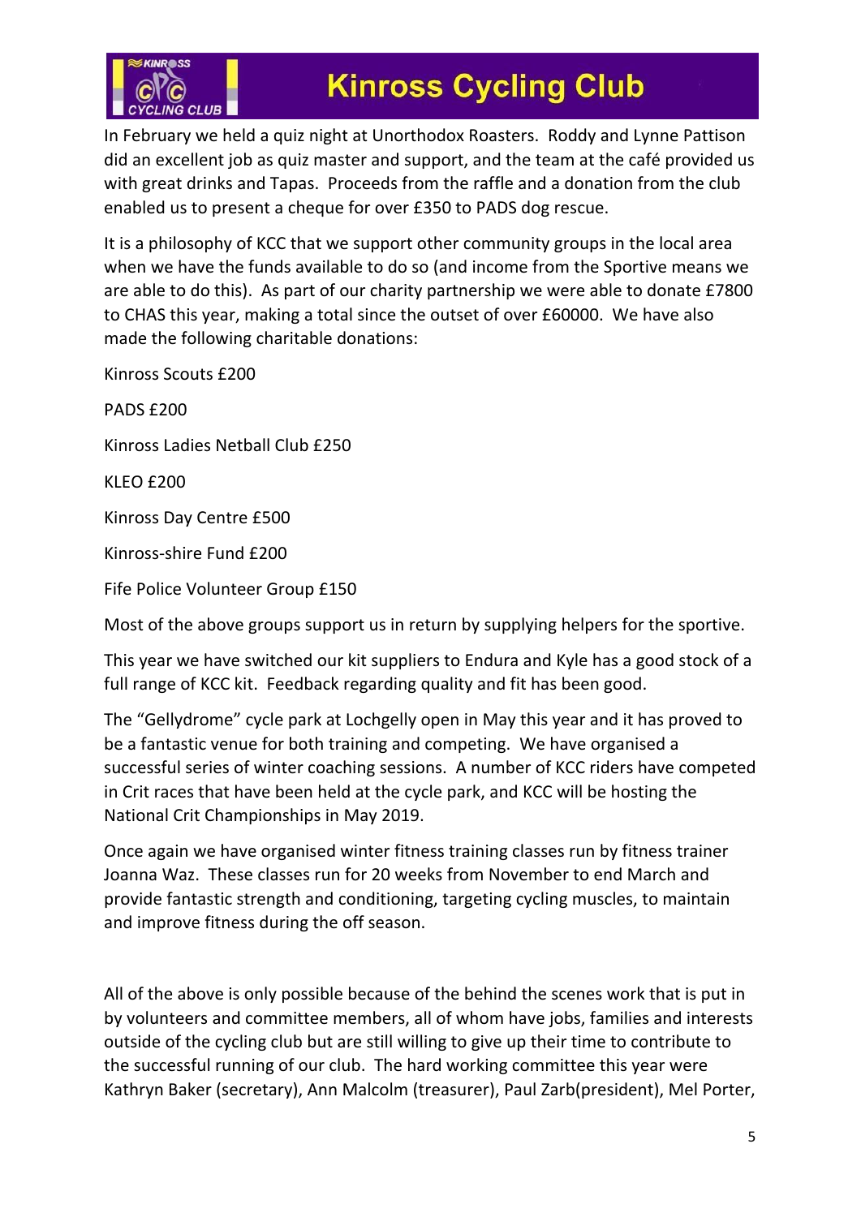In February we held a quiz night at Unorthodox Roasters. Roddy and Lynne Pattison did an excellent job as quiz master and support, and the team at the café provided us with great drinks and Tapas. Proceeds from the raffle and a donation from the club enabled us to present a cheque for over £350 to PADS dog rescue.

It is a philosophy of KCC that we support other community groups in the local area when we have the funds available to do so (and income from the Sportive means we are able to do this). As part of our charity partnership we were able to donate £7800 to CHAS this year, making a total since the outset of over £60000. We have also made the following charitable donations:

Kinross Scouts £200

PADS £200

Kinross Ladies Netball Club £250

KLEO £200

Kinross Day Centre £500

Kinross-shire Fund £200

Fife Police Volunteer Group £150

Most of the above groups support us in return by supplying helpers for the sportive.

This year we have switched our kit suppliers to Endura and Kyle has a good stock of a full range of KCC kit. Feedback regarding quality and fit has been good.

The "Gellydrome" cycle park at Lochgelly open in May this year and it has proved to be a fantastic venue for both training and competing. We have organised a successful series of winter coaching sessions. A number of KCC riders have competed in Crit races that have been held at the cycle park, and KCC will be hosting the National Crit Championships in May 2019.

Once again we have organised winter fitness training classes run by fitness trainer Joanna Waz. These classes run for 20 weeks from November to end March and provide fantastic strength and conditioning, targeting cycling muscles, to maintain and improve fitness during the off season.

All of the above is only possible because of the behind the scenes work that is put in by volunteers and committee members, all of whom have jobs, families and interests outside of the cycling club but are still willing to give up their time to contribute to the successful running of our club. The hard working committee this year were Kathryn Baker (secretary), Ann Malcolm (treasurer), Paul Zarb(president), Mel Porter,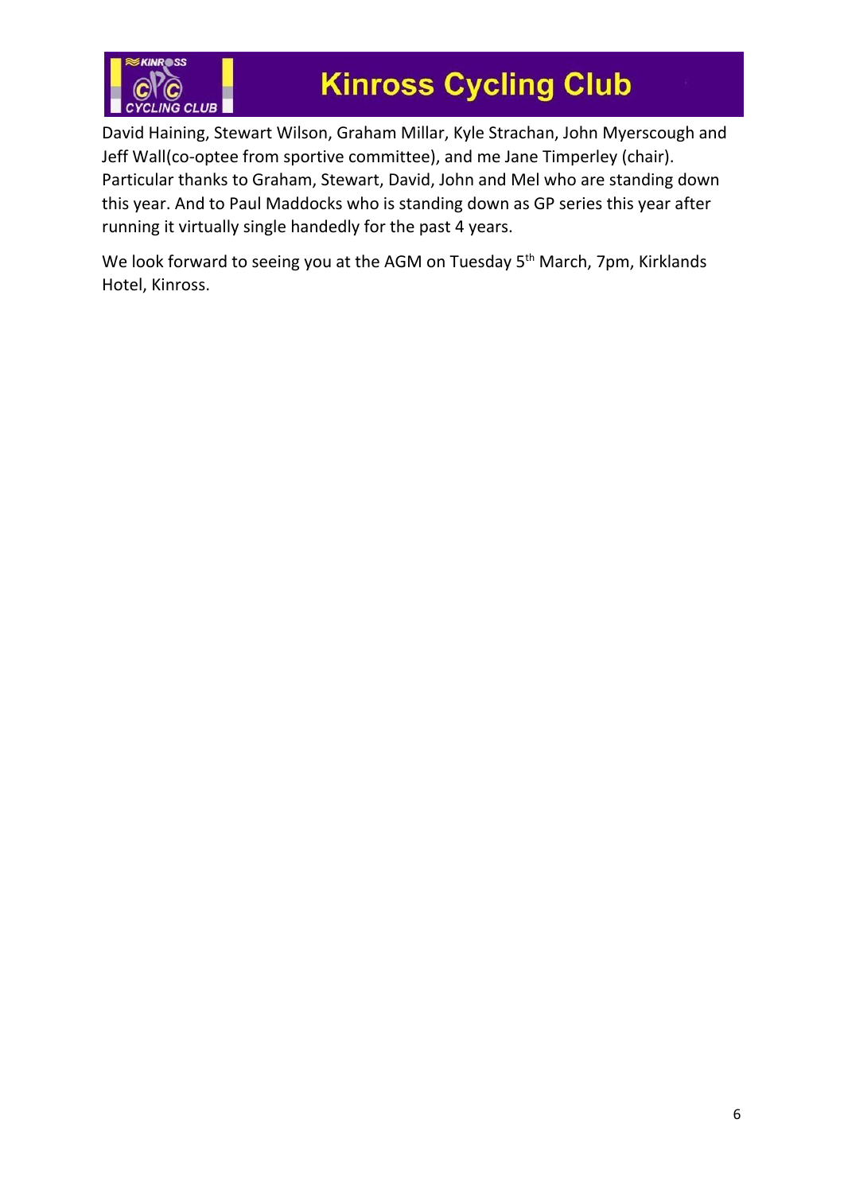David Haining, Stewart Wilson, Graham Millar, Kyle Strachan, John Myerscough and Jeff Wall(co-optee from sportive committee), and me Jane Timperley (chair). Particular thanks to Graham, Stewart, David, John and Mel who are standing down this year. And to Paul Maddocks who is standing down as GP series this year after running it virtually single handedly for the past 4 years.

We look forward to seeing you at the AGM on Tuesday 5th March, 7pm, Kirklands Hotel, Kinross.